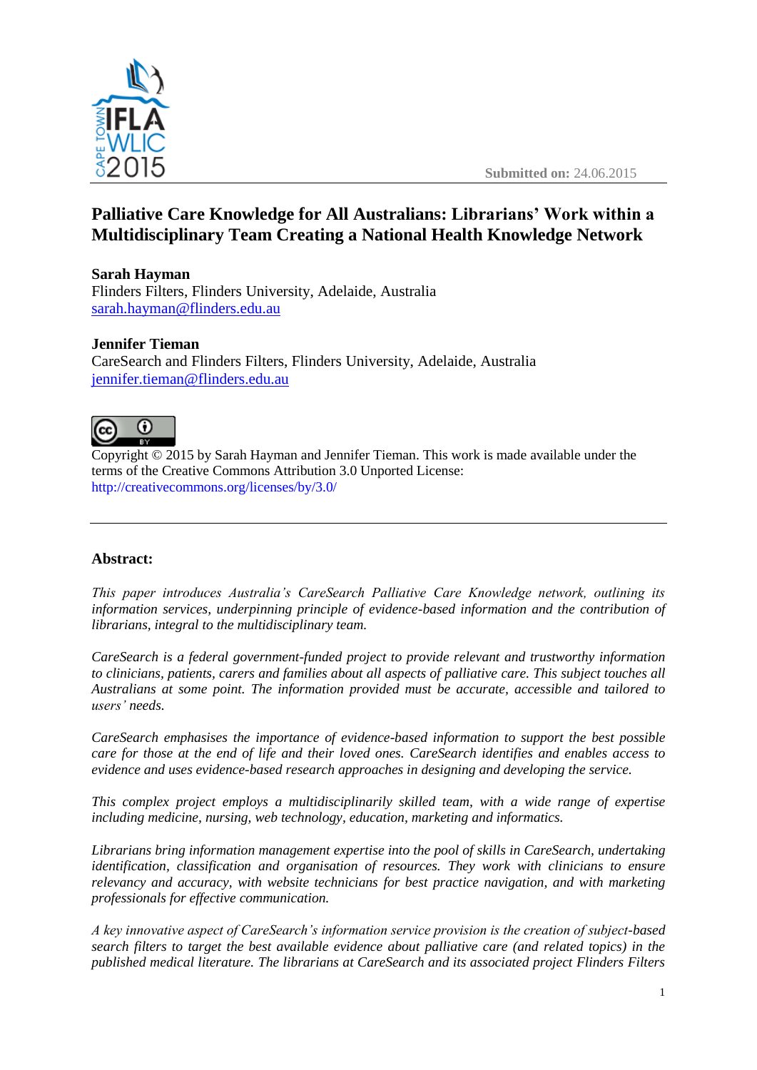Submitted on: 24.06.2015

# Palliative Care Knowledge for All Australians: Librarians' Work within a Multidisciplinary Team Creating a National Health Knowledge Network

**Sarah Hayman**
Flinders Filters, Flinders University, Adelaide, Australia
sarah.hayman@flinders.edu.au

**Jennifer Tieman**
CareSearch and Flinders Filters, Flinders University, Adelaide, Australia
jennifer.tieman@flinders.edu.au

Copyright © 2015 by Sarah Hayman and Jennifer Tieman. This work is made available under the terms of the Creative Commons Attribution 3.0 Unported License: http://creativecommons.org/licenses/by/3.0/

---

## Abstract:

*This paper introduces Australia's CareSearch Palliative Care Knowledge network, outlining its information services, underpinning principle of evidence-based information and the contribution of librarians, integral to the multidisciplinary team.*

*CareSearch is a federal government-funded project to provide relevant and trustworthy information to clinicians, patients, carers and families about all aspects of palliative care. This subject touches all Australians at some point. The information provided must be accurate, accessible and tailored to users' needs.*

*CareSearch emphasises the importance of evidence-based information to support the best possible care for those at the end of life and their loved ones. CareSearch identifies and enables access to evidence and uses evidence-based research approaches in designing and developing the service.*

*This complex project employs a multidisciplinarily skilled team, with a wide range of expertise including medicine, nursing, web technology, education, marketing and informatics.*

*Librarians bring information management expertise into the pool of skills in CareSearch, undertaking identification, classification and organisation of resources. They work with clinicians to ensure relevancy and accuracy, with website technicians for best practice navigation, and with marketing professionals for effective communication.*

*A key innovative aspect of CareSearch's information service provision is the creation of subject-based search filters to target the best available evidence about palliative care (and related topics) in the published medical literature. The librarians at CareSearch and its associated project Flinders Filters*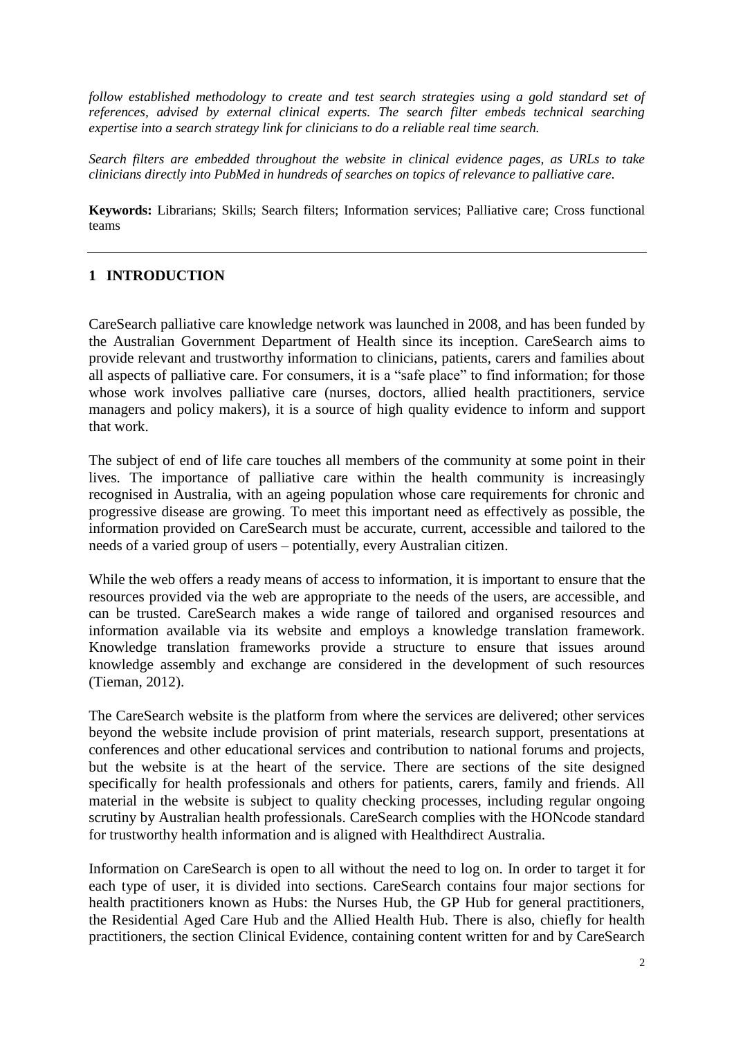*follow established methodology to create and test search strategies using a gold standard set of references, advised by external clinical experts. The search filter embeds technical searching expertise into a search strategy link for clinicians to do a reliable real time search.*

*Search filters are embedded throughout the website in clinical evidence pages, as URLs to take clinicians directly into PubMed in hundreds of searches on topics of relevance to palliative care.*

**Keywords:** Librarians; Skills; Search filters; Information services; Palliative care; Cross functional teams

---

## 1 INTRODUCTION

CareSearch palliative care knowledge network was launched in 2008, and has been funded by the Australian Government Department of Health since its inception. CareSearch aims to provide relevant and trustworthy information to clinicians, patients, carers and families about all aspects of palliative care. For consumers, it is a "safe place" to find information; for those whose work involves palliative care (nurses, doctors, allied health practitioners, service managers and policy makers), it is a source of high quality evidence to inform and support that work.

The subject of end of life care touches all members of the community at some point in their lives. The importance of palliative care within the health community is increasingly recognised in Australia, with an ageing population whose care requirements for chronic and progressive disease are growing. To meet this important need as effectively as possible, the information provided on CareSearch must be accurate, current, accessible and tailored to the needs of a varied group of users – potentially, every Australian citizen.

While the web offers a ready means of access to information, it is important to ensure that the resources provided via the web are appropriate to the needs of the users, are accessible, and can be trusted. CareSearch makes a wide range of tailored and organised resources and information available via its website and employs a knowledge translation framework. Knowledge translation frameworks provide a structure to ensure that issues around knowledge assembly and exchange are considered in the development of such resources (Tieman, 2012).

The CareSearch website is the platform from where the services are delivered; other services beyond the website include provision of print materials, research support, presentations at conferences and other educational services and contribution to national forums and projects, but the website is at the heart of the service. There are sections of the site designed specifically for health professionals and others for patients, carers, family and friends. All material in the website is subject to quality checking processes, including regular ongoing scrutiny by Australian health professionals. CareSearch complies with the HONcode standard for trustworthy health information and is aligned with Healthdirect Australia.

Information on CareSearch is open to all without the need to log on. In order to target it for each type of user, it is divided into sections. CareSearch contains four major sections for health practitioners known as Hubs: the Nurses Hub, the GP Hub for general practitioners, the Residential Aged Care Hub and the Allied Health Hub. There is also, chiefly for health practitioners, the section Clinical Evidence, containing content written for and by CareSearch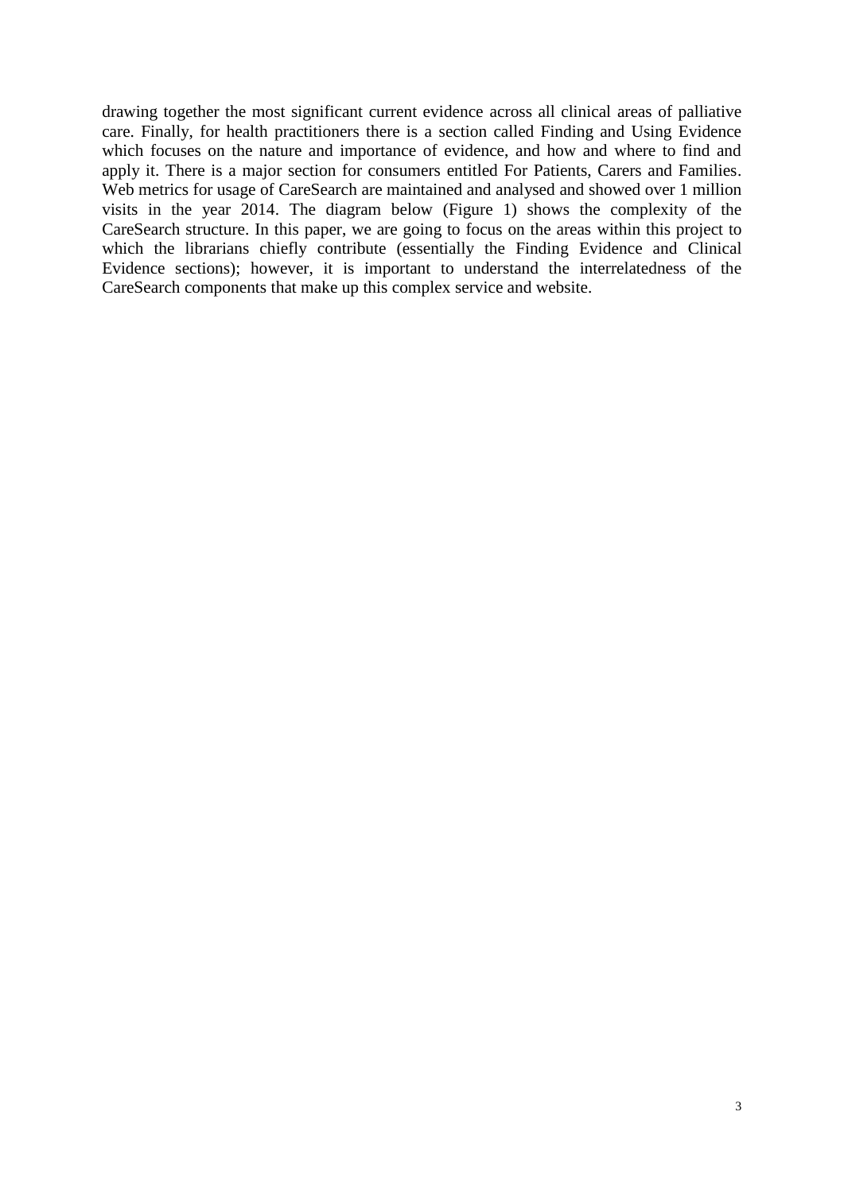drawing together the most significant current evidence across all clinical areas of palliative care. Finally, for health practitioners there is a section called Finding and Using Evidence which focuses on the nature and importance of evidence, and how and where to find and apply it. There is a major section for consumers entitled For Patients, Carers and Families. Web metrics for usage of CareSearch are maintained and analysed and showed over 1 million visits in the year 2014. The diagram below (Figure 1) shows the complexity of the CareSearch structure. In this paper, we are going to focus on the areas within this project to which the librarians chiefly contribute (essentially the Finding Evidence and Clinical Evidence sections); however, it is important to understand the interrelatedness of the CareSearch components that make up this complex service and website.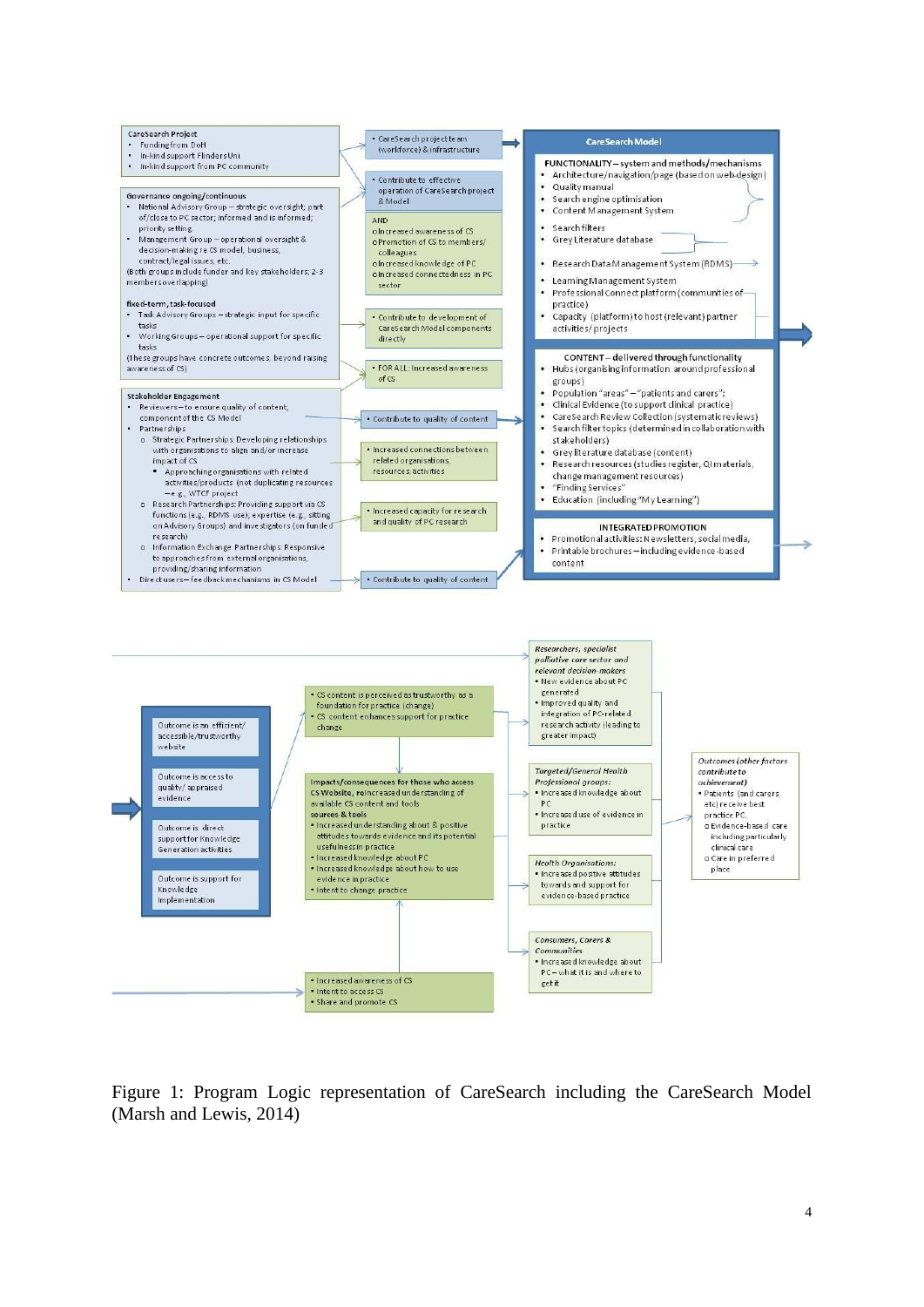**CareSearch Project**

- Funding from DoH
- In-kind support FlindersUni
- In-kind support from PC community

**Governance ongoing/continuous**

- National Advisory Group – strategic oversight; part of/close to PC sector; informed and is informed; priority setting
- Management Group – operational oversight & decision-making re CS model, business, contract/legal issues, etc.

(Both groups include funder and key stakeholders; 2-3 members overlapping)

**fixed-term, task-focused**

- Task Advisory Groups – strategic input for specific tasks
- Working Groups – operational support for specific tasks

(These groups have concrete outcomes beyond raising awareness of CS)

**Stakeholder Engagement**

- Reviewers – to ensure quality of content, component of the CS Model
- Partnerships
  - o Strategic Partnerships: Developing relationships with organisations to align and/or increase impact of CS
    - Approaching organisations with related activities/products (not duplicating resources – e.g., WTCF project
  - o Research Partnerships: Providing support via CS functions (e.g., RDMS use), expertise (e.g., sitting on Advisory Groups) and investigators (on funded research)
  - o Information Exchange Partnerships: Responsive to approaches from external organisations, providing/sharing information
- Directusers – feedback mechanisms in CS Model

- CareSearch project team (workforce) & infrastructure
- Contribute to effective operation of CareSearch project & Model

AND

- o Increased awareness of CS
- o Promotion of CS to members/ colleagues
- o Increased knowledge of PC
- o Increased connectedness in PC sector

- Contribute to development of CareSearch Model components directly
- FOR ALL: Increased awareness of CS
- Contribute to quality of content
- Increased connections between related organisations resources, activities
- Increased capacity for research and quality of PC research
- Contribute to quality of content

**CareSearch Model**

FUNCTIONALITY – system and methods/mechanisms

- Architecture/navigation/page (based on web design)
- Quality manual
- Search engine optimisation
- Content Management System
- Search filters
- Grey Literature database
- Research Data Management System (RDMS)
- Learning Management System
- Professional Connect platform (communities of practice)
- Capacity (platform) to host (relevant) partner activities/projects

CONTENT – delivered through functionality

- Hubs (organising information around professional groups)
- Population "areas" – "patients and carers";
- Clinical Evidence (to support clinical practice)
- CareSearch Review Collection (systematic reviews)
- Search filter topics (determined in collaboration with stakeholders)
- Grey literature database (content)
- Research resources (studies register, QI materials, change management resources)
- "Finding Services"
- Education (including "My Learning")

INTEGRATED PROMOTION

- Promotional activities: Newsletters, social media,
- Printable brochures – including evidence-based content

---

- Outcome is an efficient/ accessible/trustworthy website
- Outcome is access to quality/ appraised evidence
- Outcome is direct support for Knowledge Generation activities
- Outcome is support for Knowledge Implementation

- CS content is perceived as trustworthy as a foundation for practice (change)
- CS content enhances support for practice change

Impacts/consequences for those who access CS Website, re increased understanding of available CS content and tools sources & tools

- Increased understanding about & positive attitudes towards evidence and its potential usefulness in practice
- Increased knowledge about PC
- Increased knowledge about how to use evidence in practice
- Intent to change practice

- Increased awareness of CS
- Intent to access CS
- Share and promote CS

*Researchers, specialist palliative care sector and relevant decision-makers*

- New evidence about PC generated
- Improved quality and integration of PC-related research activity (leading to greater impact)

*Targeted/General Health Professional groups:*

- Increased knowledge about PC
- Increased use of evidence in practice

*Health Organisations:*

- Increased positive attitudes towards and support for evidence-based practice

*Consumers, Carers & Communities*

- Increased knowledge about PC – what it is and where to get it

*Outcomes (other factors contribute to achievement)*

- Patients (and carers, etc) receive best practice PC.
  - o Evidence-based care including particularly clinical care
  - o Care in preferred place

Figure 1: Program Logic representation of CareSearch including the CareSearch Model (Marsh and Lewis, 2014)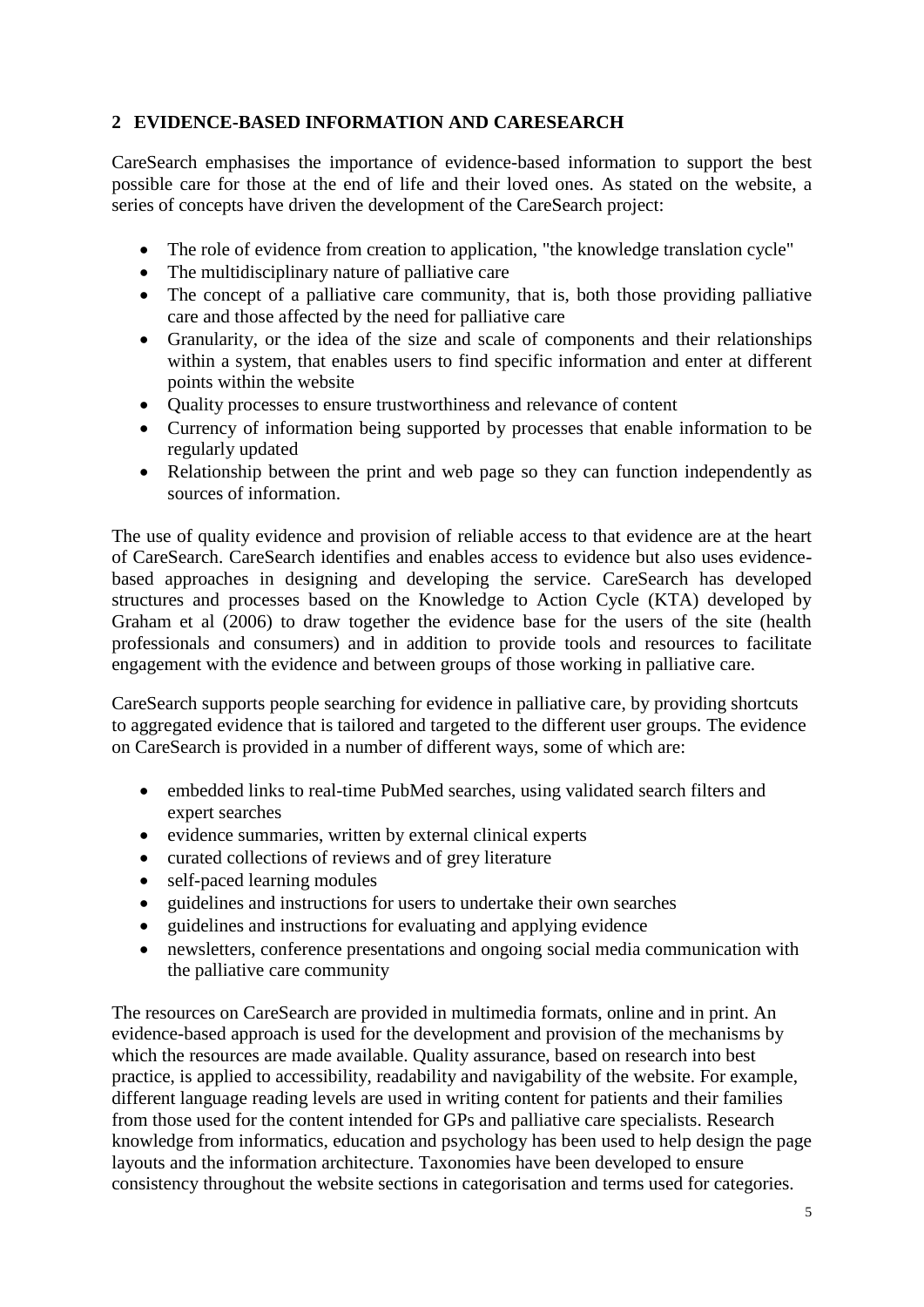## 2 EVIDENCE-BASED INFORMATION AND CARESEARCH

CareSearch emphasises the importance of evidence-based information to support the best possible care for those at the end of life and their loved ones. As stated on the website, a series of concepts have driven the development of the CareSearch project:

- The role of evidence from creation to application, "the knowledge translation cycle"
- The multidisciplinary nature of palliative care
- The concept of a palliative care community, that is, both those providing palliative care and those affected by the need for palliative care
- Granularity, or the idea of the size and scale of components and their relationships within a system, that enables users to find specific information and enter at different points within the website
- Quality processes to ensure trustworthiness and relevance of content
- Currency of information being supported by processes that enable information to be regularly updated
- Relationship between the print and web page so they can function independently as sources of information.

The use of quality evidence and provision of reliable access to that evidence are at the heart of CareSearch. CareSearch identifies and enables access to evidence but also uses evidence-based approaches in designing and developing the service. CareSearch has developed structures and processes based on the Knowledge to Action Cycle (KTA) developed by Graham et al (2006) to draw together the evidence base for the users of the site (health professionals and consumers) and in addition to provide tools and resources to facilitate engagement with the evidence and between groups of those working in palliative care.

CareSearch supports people searching for evidence in palliative care, by providing shortcuts to aggregated evidence that is tailored and targeted to the different user groups. The evidence on CareSearch is provided in a number of different ways, some of which are:

- embedded links to real-time PubMed searches, using validated search filters and expert searches
- evidence summaries, written by external clinical experts
- curated collections of reviews and of grey literature
- self-paced learning modules
- guidelines and instructions for users to undertake their own searches
- guidelines and instructions for evaluating and applying evidence
- newsletters, conference presentations and ongoing social media communication with the palliative care community

The resources on CareSearch are provided in multimedia formats, online and in print. An evidence-based approach is used for the development and provision of the mechanisms by which the resources are made available. Quality assurance, based on research into best practice, is applied to accessibility, readability and navigability of the website. For example, different language reading levels are used in writing content for patients and their families from those used for the content intended for GPs and palliative care specialists. Research knowledge from informatics, education and psychology has been used to help design the page layouts and the information architecture. Taxonomies have been developed to ensure consistency throughout the website sections in categorisation and terms used for categories.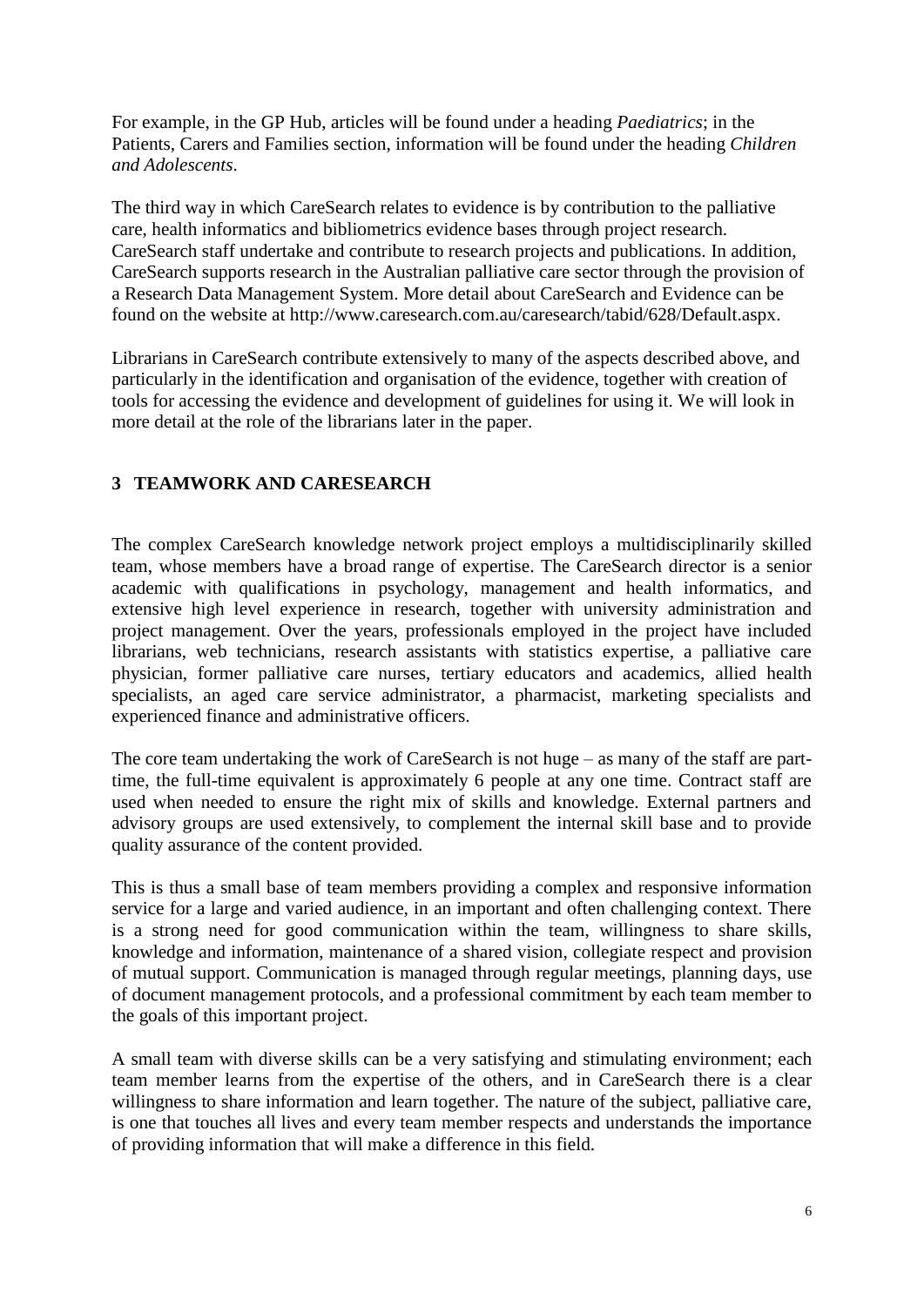For example, in the GP Hub, articles will be found under a heading *Paediatrics*; in the Patients, Carers and Families section, information will be found under the heading *Children and Adolescents*.

The third way in which CareSearch relates to evidence is by contribution to the palliative care, health informatics and bibliometrics evidence bases through project research. CareSearch staff undertake and contribute to research projects and publications. In addition, CareSearch supports research in the Australian palliative care sector through the provision of a Research Data Management System. More detail about CareSearch and Evidence can be found on the website at http://www.caresearch.com.au/caresearch/tabid/628/Default.aspx.

Librarians in CareSearch contribute extensively to many of the aspects described above, and particularly in the identification and organisation of the evidence, together with creation of tools for accessing the evidence and development of guidelines for using it. We will look in more detail at the role of the librarians later in the paper.

## 3 TEAMWORK AND CARESEARCH

The complex CareSearch knowledge network project employs a multidisciplinarily skilled team, whose members have a broad range of expertise. The CareSearch director is a senior academic with qualifications in psychology, management and health informatics, and extensive high level experience in research, together with university administration and project management. Over the years, professionals employed in the project have included librarians, web technicians, research assistants with statistics expertise, a palliative care physician, former palliative care nurses, tertiary educators and academics, allied health specialists, an aged care service administrator, a pharmacist, marketing specialists and experienced finance and administrative officers.

The core team undertaking the work of CareSearch is not huge – as many of the staff are part-time, the full-time equivalent is approximately 6 people at any one time. Contract staff are used when needed to ensure the right mix of skills and knowledge. External partners and advisory groups are used extensively, to complement the internal skill base and to provide quality assurance of the content provided.

This is thus a small base of team members providing a complex and responsive information service for a large and varied audience, in an important and often challenging context. There is a strong need for good communication within the team, willingness to share skills, knowledge and information, maintenance of a shared vision, collegiate respect and provision of mutual support. Communication is managed through regular meetings, planning days, use of document management protocols, and a professional commitment by each team member to the goals of this important project.

A small team with diverse skills can be a very satisfying and stimulating environment; each team member learns from the expertise of the others, and in CareSearch there is a clear willingness to share information and learn together. The nature of the subject, palliative care, is one that touches all lives and every team member respects and understands the importance of providing information that will make a difference in this field.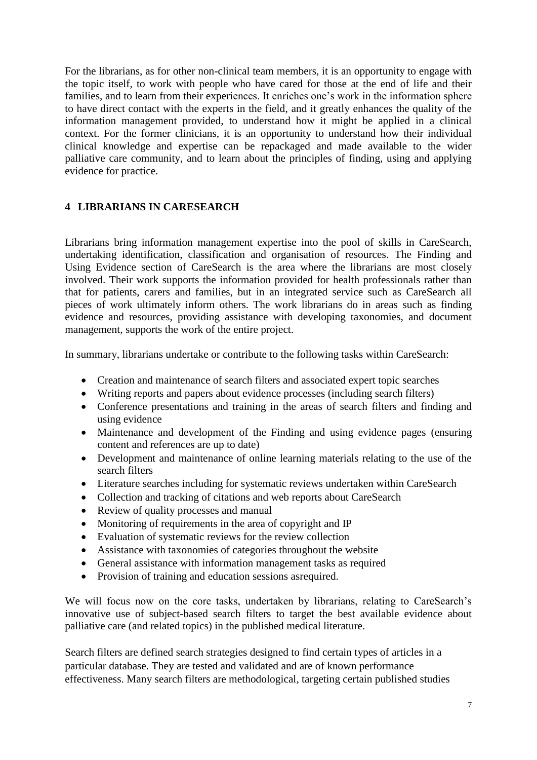For the librarians, as for other non-clinical team members, it is an opportunity to engage with the topic itself, to work with people who have cared for those at the end of life and their families, and to learn from their experiences. It enriches one's work in the information sphere to have direct contact with the experts in the field, and it greatly enhances the quality of the information management provided, to understand how it might be applied in a clinical context. For the former clinicians, it is an opportunity to understand how their individual clinical knowledge and expertise can be repackaged and made available to the wider palliative care community, and to learn about the principles of finding, using and applying evidence for practice.

## 4 LIBRARIANS IN CARESEARCH

Librarians bring information management expertise into the pool of skills in CareSearch, undertaking identification, classification and organisation of resources. The Finding and Using Evidence section of CareSearch is the area where the librarians are most closely involved. Their work supports the information provided for health professionals rather than that for patients, carers and families, but in an integrated service such as CareSearch all pieces of work ultimately inform others. The work librarians do in areas such as finding evidence and resources, providing assistance with developing taxonomies, and document management, supports the work of the entire project.

In summary, librarians undertake or contribute to the following tasks within CareSearch:

- Creation and maintenance of search filters and associated expert topic searches
- Writing reports and papers about evidence processes (including search filters)
- Conference presentations and training in the areas of search filters and finding and using evidence
- Maintenance and development of the Finding and using evidence pages (ensuring content and references are up to date)
- Development and maintenance of online learning materials relating to the use of the search filters
- Literature searches including for systematic reviews undertaken within CareSearch
- Collection and tracking of citations and web reports about CareSearch
- Review of quality processes and manual
- Monitoring of requirements in the area of copyright and IP
- Evaluation of systematic reviews for the review collection
- Assistance with taxonomies of categories throughout the website
- General assistance with information management tasks as required
- Provision of training and education sessions asrequired.

We will focus now on the core tasks, undertaken by librarians, relating to CareSearch's innovative use of subject-based search filters to target the best available evidence about palliative care (and related topics) in the published medical literature.

Search filters are defined search strategies designed to find certain types of articles in a particular database. They are tested and validated and are of known performance effectiveness. Many search filters are methodological, targeting certain published studies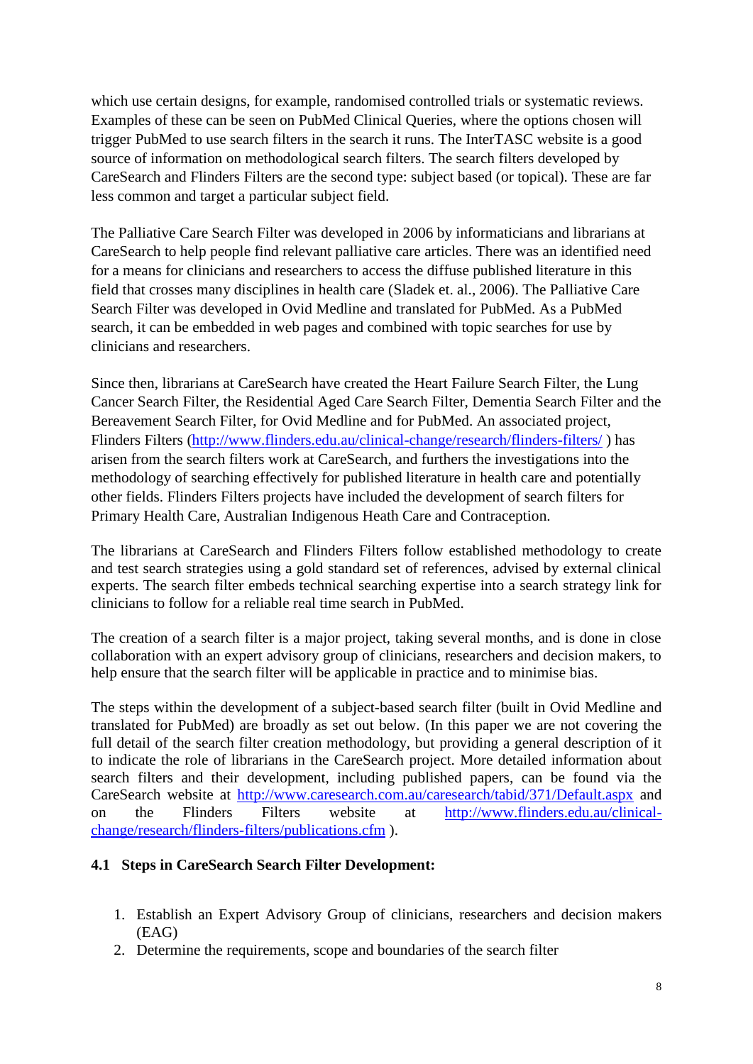which use certain designs, for example, randomised controlled trials or systematic reviews. Examples of these can be seen on PubMed Clinical Queries, where the options chosen will trigger PubMed to use search filters in the search it runs. The InterTASC website is a good source of information on methodological search filters. The search filters developed by CareSearch and Flinders Filters are the second type: subject based (or topical). These are far less common and target a particular subject field.

The Palliative Care Search Filter was developed in 2006 by informaticians and librarians at CareSearch to help people find relevant palliative care articles. There was an identified need for a means for clinicians and researchers to access the diffuse published literature in this field that crosses many disciplines in health care (Sladek et. al., 2006). The Palliative Care Search Filter was developed in Ovid Medline and translated for PubMed. As a PubMed search, it can be embedded in web pages and combined with topic searches for use by clinicians and researchers.

Since then, librarians at CareSearch have created the Heart Failure Search Filter, the Lung Cancer Search Filter, the Residential Aged Care Search Filter, Dementia Search Filter and the Bereavement Search Filter, for Ovid Medline and for PubMed. An associated project, Flinders Filters (http://www.flinders.edu.au/clinical-change/research/flinders-filters/ ) has arisen from the search filters work at CareSearch, and furthers the investigations into the methodology of searching effectively for published literature in health care and potentially other fields. Flinders Filters projects have included the development of search filters for Primary Health Care, Australian Indigenous Heath Care and Contraception.

The librarians at CareSearch and Flinders Filters follow established methodology to create and test search strategies using a gold standard set of references, advised by external clinical experts. The search filter embeds technical searching expertise into a search strategy link for clinicians to follow for a reliable real time search in PubMed.

The creation of a search filter is a major project, taking several months, and is done in close collaboration with an expert advisory group of clinicians, researchers and decision makers, to help ensure that the search filter will be applicable in practice and to minimise bias.

The steps within the development of a subject-based search filter (built in Ovid Medline and translated for PubMed) are broadly as set out below. (In this paper we are not covering the full detail of the search filter creation methodology, but providing a general description of it to indicate the role of librarians in the CareSearch project. More detailed information about search filters and their development, including published papers, can be found via the CareSearch website at http://www.caresearch.com.au/caresearch/tabid/371/Default.aspx and on the Flinders Filters website at http://www.flinders.edu.au/clinical-change/research/flinders-filters/publications.cfm ).

### 4.1 Steps in CareSearch Search Filter Development:

1. Establish an Expert Advisory Group of clinicians, researchers and decision makers (EAG)
2. Determine the requirements, scope and boundaries of the search filter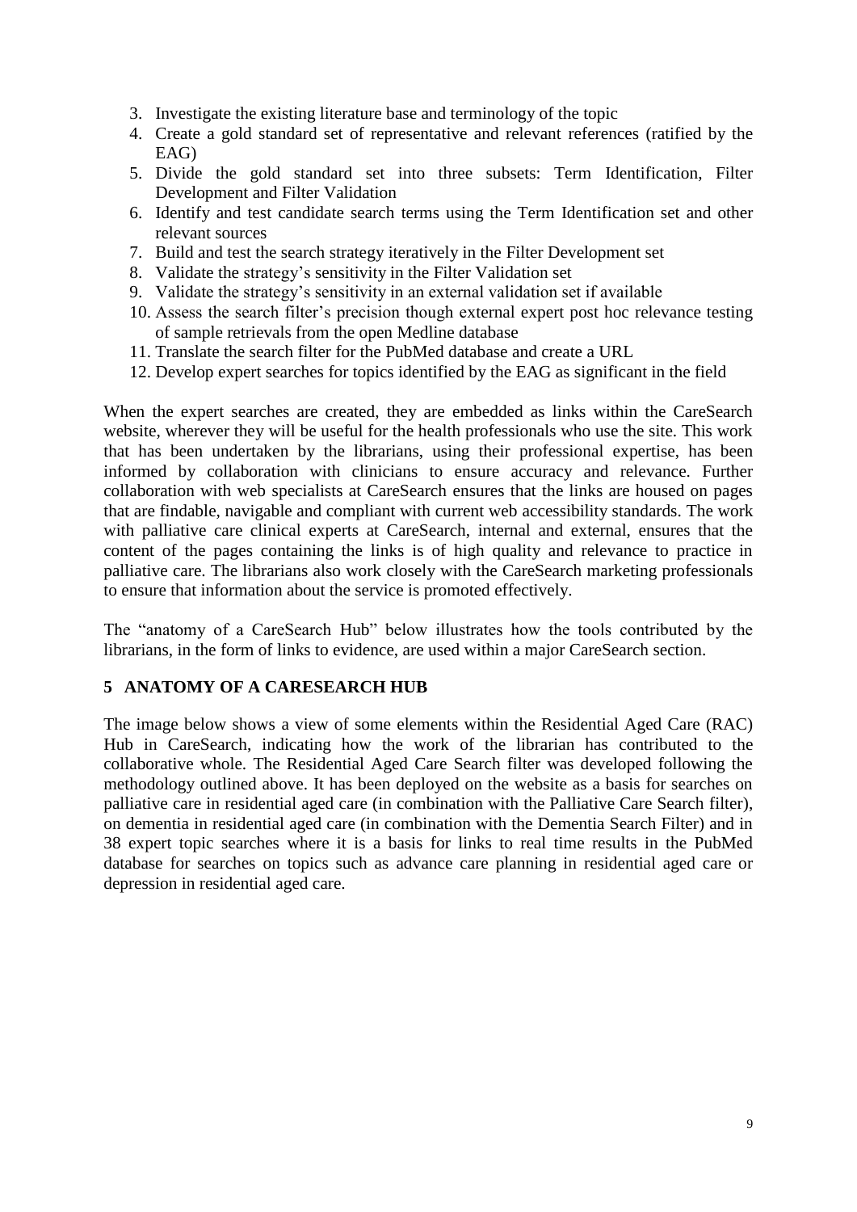3. Investigate the existing literature base and terminology of the topic
4. Create a gold standard set of representative and relevant references (ratified by the EAG)
5. Divide the gold standard set into three subsets: Term Identification, Filter Development and Filter Validation
6. Identify and test candidate search terms using the Term Identification set and other relevant sources
7. Build and test the search strategy iteratively in the Filter Development set
8. Validate the strategy's sensitivity in the Filter Validation set
9. Validate the strategy's sensitivity in an external validation set if available
10. Assess the search filter's precision though external expert post hoc relevance testing of sample retrievals from the open Medline database
11. Translate the search filter for the PubMed database and create a URL
12. Develop expert searches for topics identified by the EAG as significant in the field

When the expert searches are created, they are embedded as links within the CareSearch website, wherever they will be useful for the health professionals who use the site. This work that has been undertaken by the librarians, using their professional expertise, has been informed by collaboration with clinicians to ensure accuracy and relevance. Further collaboration with web specialists at CareSearch ensures that the links are housed on pages that are findable, navigable and compliant with current web accessibility standards. The work with palliative care clinical experts at CareSearch, internal and external, ensures that the content of the pages containing the links is of high quality and relevance to practice in palliative care. The librarians also work closely with the CareSearch marketing professionals to ensure that information about the service is promoted effectively.

The "anatomy of a CareSearch Hub" below illustrates how the tools contributed by the librarians, in the form of links to evidence, are used within a major CareSearch section.

## 5 ANATOMY OF A CARESEARCH HUB

The image below shows a view of some elements within the Residential Aged Care (RAC) Hub in CareSearch, indicating how the work of the librarian has contributed to the collaborative whole. The Residential Aged Care Search filter was developed following the methodology outlined above. It has been deployed on the website as a basis for searches on palliative care in residential aged care (in combination with the Palliative Care Search filter), on dementia in residential aged care (in combination with the Dementia Search Filter) and in 38 expert topic searches where it is a basis for links to real time results in the PubMed database for searches on topics such as advance care planning in residential aged care or depression in residential aged care.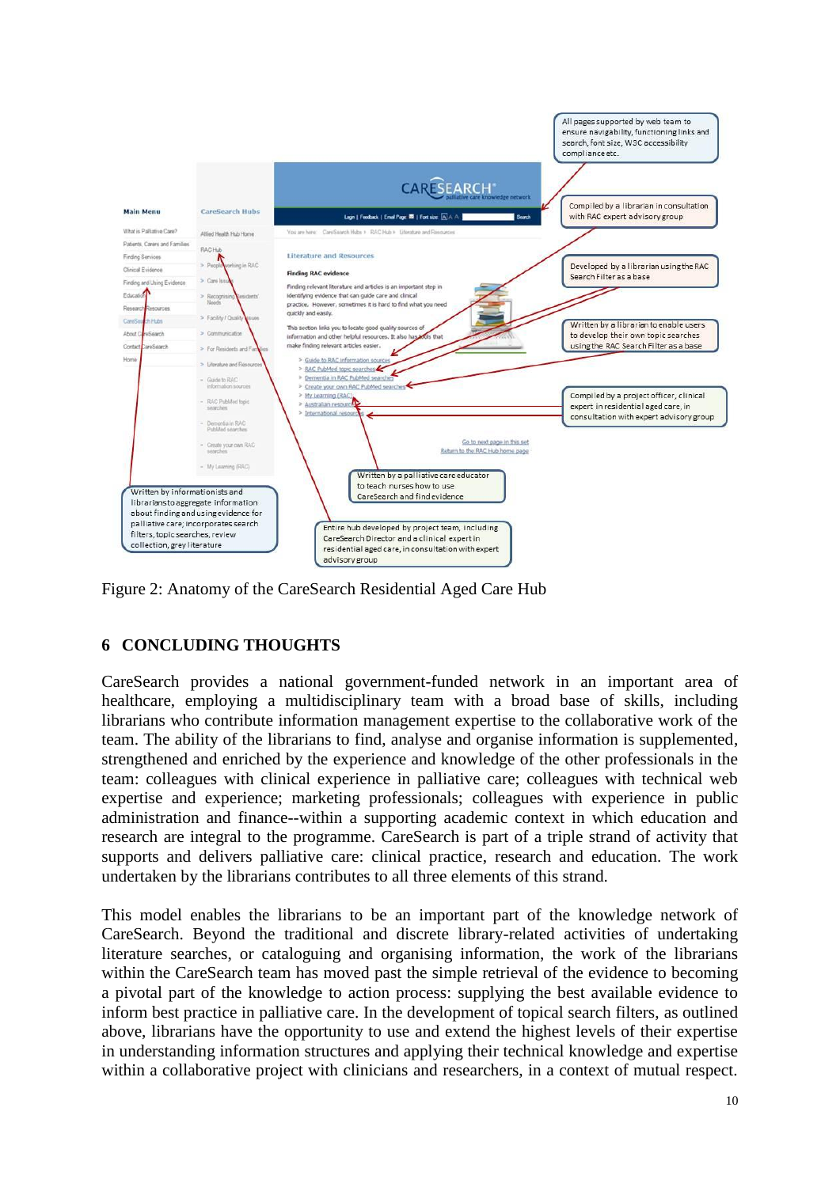Figure 2: Anatomy of the CareSearch Residential Aged Care Hub

## 6 CONCLUDING THOUGHTS

CareSearch provides a national government-funded network in an important area of healthcare, employing a multidisciplinary team with a broad base of skills, including librarians who contribute information management expertise to the collaborative work of the team. The ability of the librarians to find, analyse and organise information is supplemented, strengthened and enriched by the experience and knowledge of the other professionals in the team: colleagues with clinical experience in palliative care; colleagues with technical web expertise and experience; marketing professionals; colleagues with experience in public administration and finance--within a supporting academic context in which education and research are integral to the programme. CareSearch is part of a triple strand of activity that supports and delivers palliative care: clinical practice, research and education. The work undertaken by the librarians contributes to all three elements of this strand.

This model enables the librarians to be an important part of the knowledge network of CareSearch. Beyond the traditional and discrete library-related activities of undertaking literature searches, or cataloguing and organising information, the work of the librarians within the CareSearch team has moved past the simple retrieval of the evidence to becoming a pivotal part of the knowledge to action process: supplying the best available evidence to inform best practice in palliative care. In the development of topical search filters, as outlined above, librarians have the opportunity to use and extend the highest levels of their expertise in understanding information structures and applying their technical knowledge and expertise within a collaborative project with clinicians and researchers, in a context of mutual respect.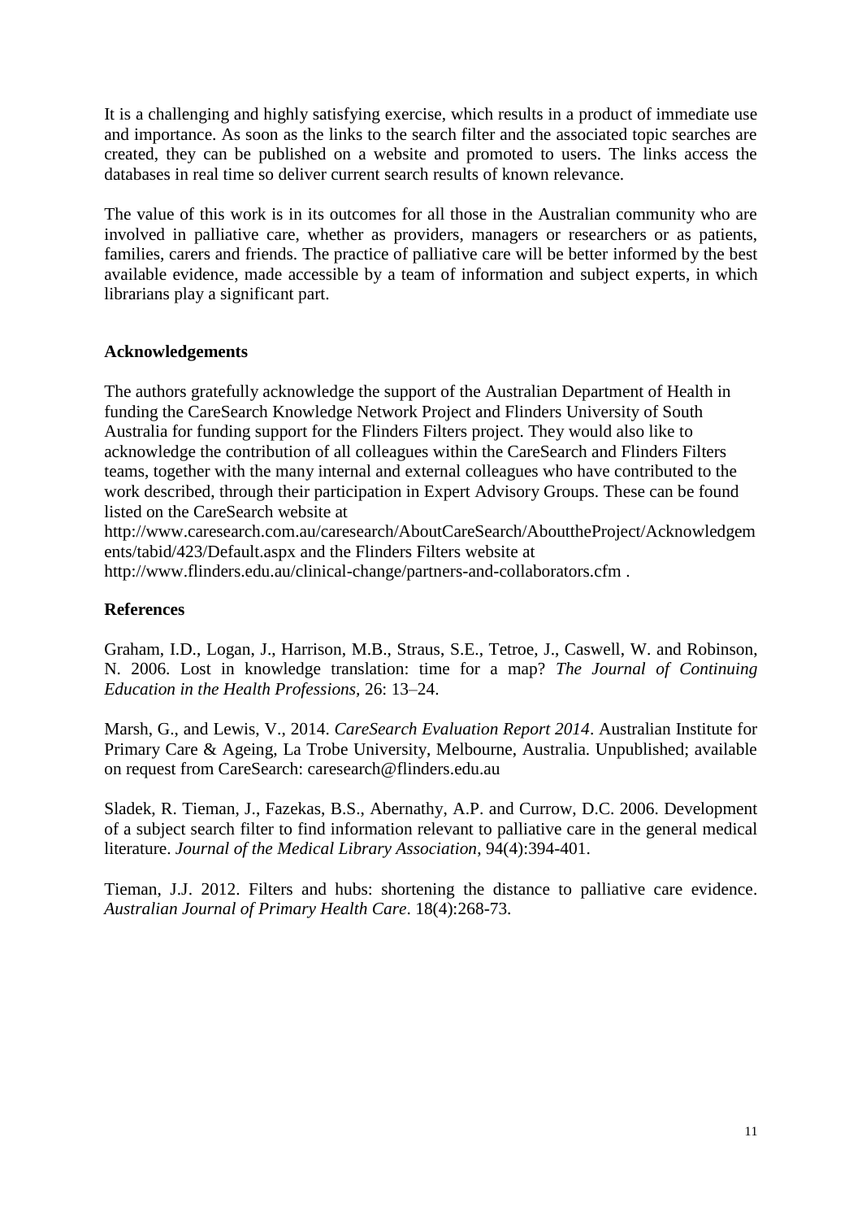It is a challenging and highly satisfying exercise, which results in a product of immediate use and importance. As soon as the links to the search filter and the associated topic searches are created, they can be published on a website and promoted to users. The links access the databases in real time so deliver current search results of known relevance.

The value of this work is in its outcomes for all those in the Australian community who are involved in palliative care, whether as providers, managers or researchers or as patients, families, carers and friends. The practice of palliative care will be better informed by the best available evidence, made accessible by a team of information and subject experts, in which librarians play a significant part.

## Acknowledgements

The authors gratefully acknowledge the support of the Australian Department of Health in funding the CareSearch Knowledge Network Project and Flinders University of South Australia for funding support for the Flinders Filters project. They would also like to acknowledge the contribution of all colleagues within the CareSearch and Flinders Filters teams, together with the many internal and external colleagues who have contributed to the work described, through their participation in Expert Advisory Groups. These can be found listed on the CareSearch website at http://www.caresearch.com.au/caresearch/AboutCareSearch/AbouttheProject/Acknowledgements/tabid/423/Default.aspx and the Flinders Filters website at http://www.flinders.edu.au/clinical-change/partners-and-collaborators.cfm .

## References

Graham, I.D., Logan, J., Harrison, M.B., Straus, S.E., Tetroe, J., Caswell, W. and Robinson, N. 2006. Lost in knowledge translation: time for a map? *The Journal of Continuing Education in the Health Professions*, 26: 13–24.

Marsh, G., and Lewis, V., 2014. *CareSearch Evaluation Report 2014*. Australian Institute for Primary Care & Ageing, La Trobe University, Melbourne, Australia. Unpublished; available on request from CareSearch: caresearch@flinders.edu.au

Sladek, R. Tieman, J., Fazekas, B.S., Abernathy, A.P. and Currow, D.C. 2006. Development of a subject search filter to find information relevant to palliative care in the general medical literature. *Journal of the Medical Library Association*, 94(4):394-401.

Tieman, J.J. 2012. Filters and hubs: shortening the distance to palliative care evidence. *Australian Journal of Primary Health Care*. 18(4):268-73.